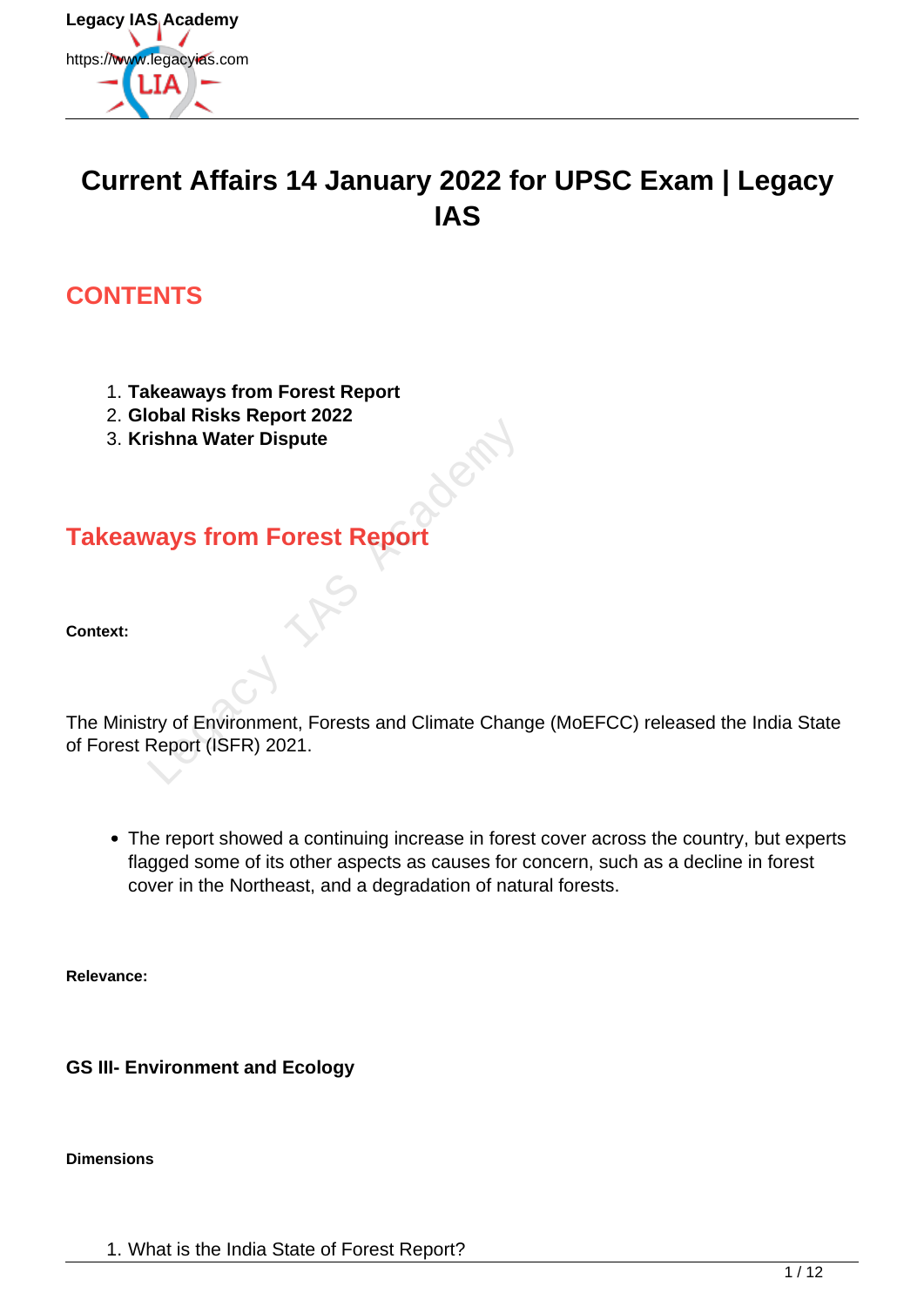# Current Affairs 14 January 2022 for UPSC Exam | Legacy IAS

## CONTENTS

1. **Takeaways from Forest Report**
2. **Global Risks Report 2022**
3. **Krishna Water Dispute**

## Takeaways from Forest Report

**Context:**

The Ministry of Environment, Forests and Climate Change (MoEFCC) released the India State of Forest Report (ISFR) 2021.

- The report showed a continuing increase in forest cover across the country, but experts flagged some of its other aspects as causes for concern, such as a decline in forest cover in the Northeast, and a degradation of natural forests.

**Relevance:**

**GS III- Environment and Ecology**

**Dimensions**

1. What is the India State of Forest Report?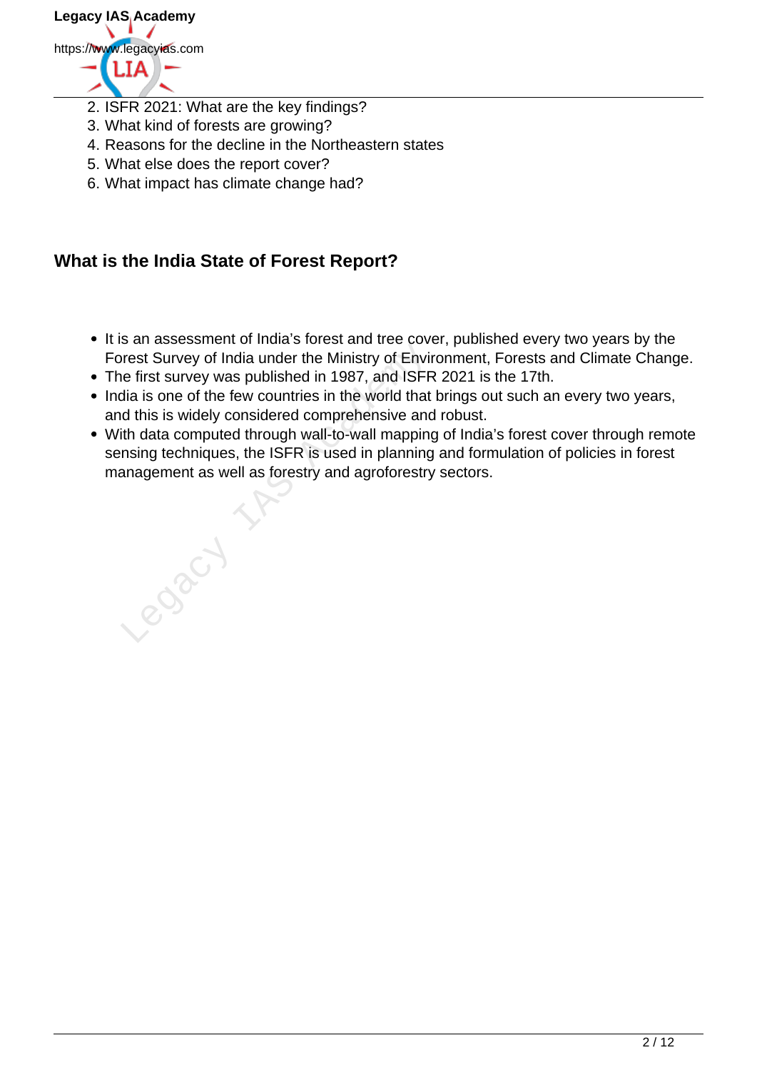2. ISFR 2021: What are the key findings?
3. What kind of forests are growing?
4. Reasons for the decline in the Northeastern states
5. What else does the report cover?
6. What impact has climate change had?

## What is the India State of Forest Report?

- It is an assessment of India's forest and tree cover, published every two years by the Forest Survey of India under the Ministry of Environment, Forests and Climate Change.
- The first survey was published in 1987, and ISFR 2021 is the 17th.
- India is one of the few countries in the world that brings out such an every two years, and this is widely considered comprehensive and robust.
- With data computed through wall-to-wall mapping of India's forest cover through remote sensing techniques, the ISFR is used in planning and formulation of policies in forest management as well as forestry and agroforestry sectors.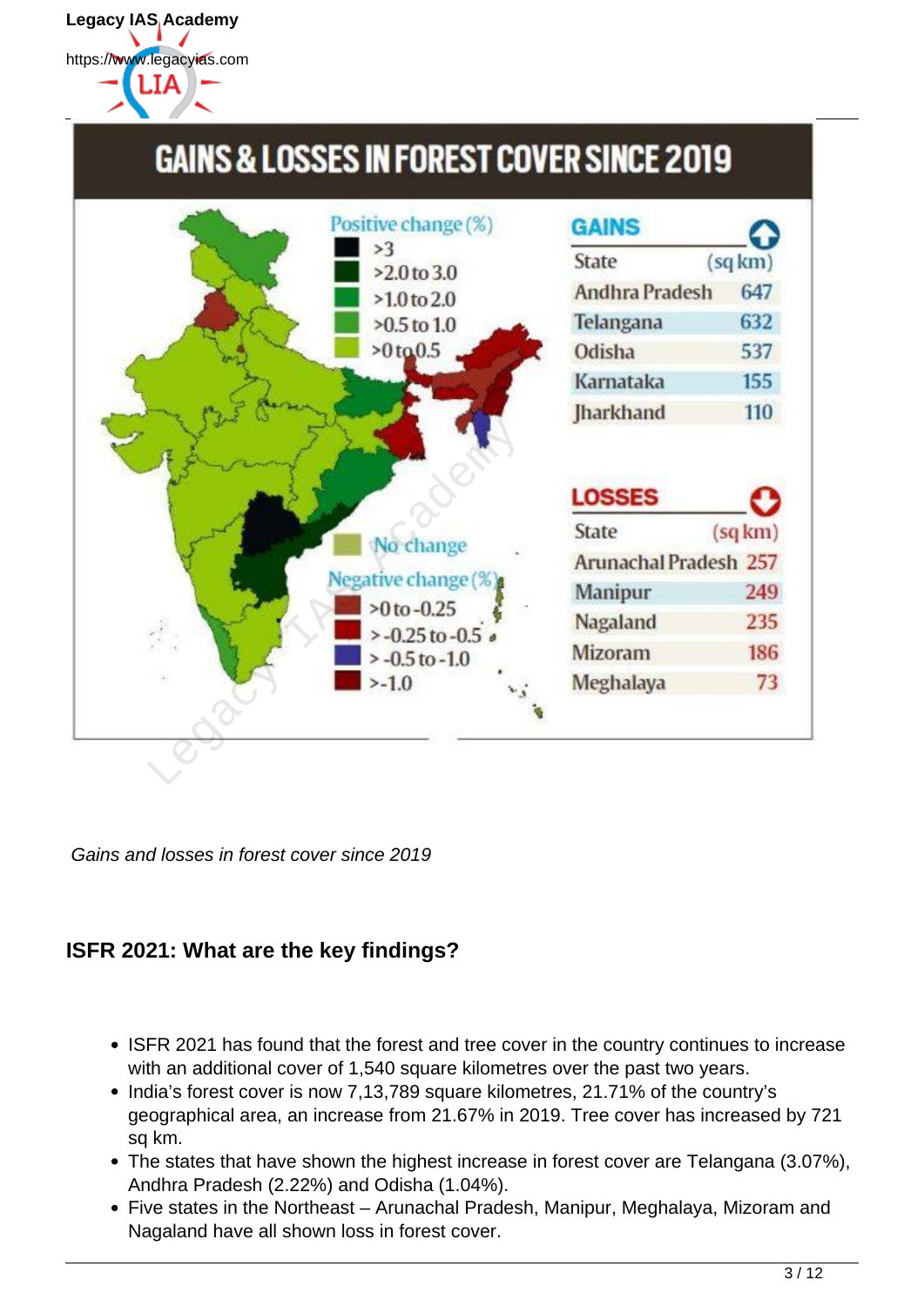**GAINS & LOSSES IN FOREST COVER SINCE 2019**

Positive change (%)
>3
>2.0 to 3.0
>1.0 to 2.0
>0.5 to 1.0
>0 to 0.5

No change

Negative change (%)
>0 to -0.25
>-0.25 to -0.5
>-0.5 to -1.0
>-1.0

**GAINS**

| State | (sq km) |
|---|---|
| Andhra Pradesh | 647 |
| Telangana | 632 |
| Odisha | 537 |
| Karnataka | 155 |
| Jharkhand | 110 |

**LOSSES**

| State | (sq km) |
|---|---|
| Arunachal Pradesh | 257 |
| Manipur | 249 |
| Nagaland | 235 |
| Mizoram | 186 |
| Meghalaya | 73 |

*Gains and losses in forest cover since 2019*

## ISFR 2021: What are the key findings?

- ISFR 2021 has found that the forest and tree cover in the country continues to increase with an additional cover of 1,540 square kilometres over the past two years.
- India's forest cover is now 7,13,789 square kilometres, 21.71% of the country's geographical area, an increase from 21.67% in 2019. Tree cover has increased by 721 sq km.
- The states that have shown the highest increase in forest cover are Telangana (3.07%), Andhra Pradesh (2.22%) and Odisha (1.04%).
- Five states in the Northeast – Arunachal Pradesh, Manipur, Meghalaya, Mizoram and Nagaland have all shown loss in forest cover.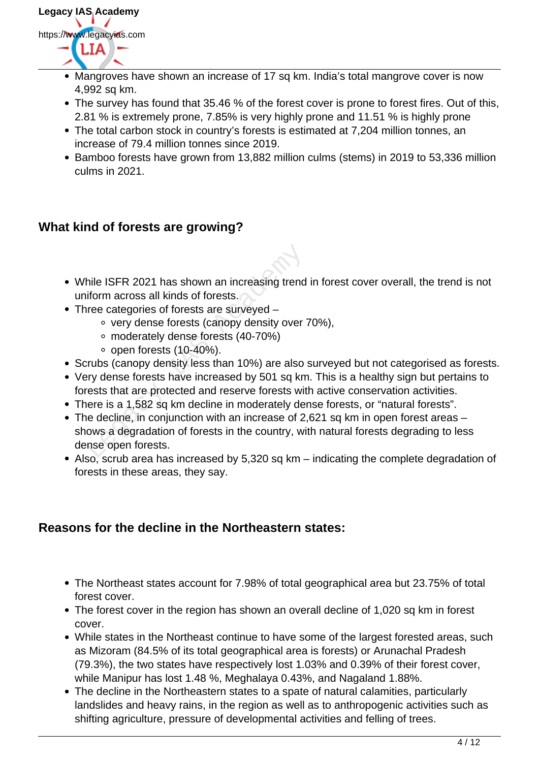- Mangroves have shown an increase of 17 sq km. India's total mangrove cover is now 4,992 sq km.
- The survey has found that 35.46 % of the forest cover is prone to forest fires. Out of this, 2.81 % is extremely prone, 7.85% is very highly prone and 11.51 % is highly prone
- The total carbon stock in country's forests is estimated at 7,204 million tonnes, an increase of 79.4 million tonnes since 2019.
- Bamboo forests have grown from 13,882 million culms (stems) in 2019 to 53,336 million culms in 2021.

### What kind of forests are growing?

- While ISFR 2021 has shown an increasing trend in forest cover overall, the trend is not uniform across all kinds of forests.
- Three categories of forests are surveyed –
  - very dense forests (canopy density over 70%),
  - moderately dense forests (40-70%)
  - open forests (10-40%).
- Scrubs (canopy density less than 10%) are also surveyed but not categorised as forests.
- Very dense forests have increased by 501 sq km. This is a healthy sign but pertains to forests that are protected and reserve forests with active conservation activities.
- There is a 1,582 sq km decline in moderately dense forests, or "natural forests".
- The decline, in conjunction with an increase of 2,621 sq km in open forest areas – shows a degradation of forests in the country, with natural forests degrading to less dense open forests.
- Also, scrub area has increased by 5,320 sq km – indicating the complete degradation of forests in these areas, they say.

### Reasons for the decline in the Northeastern states:

- The Northeast states account for 7.98% of total geographical area but 23.75% of total forest cover.
- The forest cover in the region has shown an overall decline of 1,020 sq km in forest cover.
- While states in the Northeast continue to have some of the largest forested areas, such as Mizoram (84.5% of its total geographical area is forests) or Arunachal Pradesh (79.3%), the two states have respectively lost 1.03% and 0.39% of their forest cover, while Manipur has lost 1.48 %, Meghalaya 0.43%, and Nagaland 1.88%.
- The decline in the Northeastern states to a spate of natural calamities, particularly landslides and heavy rains, in the region as well as to anthropogenic activities such as shifting agriculture, pressure of developmental activities and felling of trees.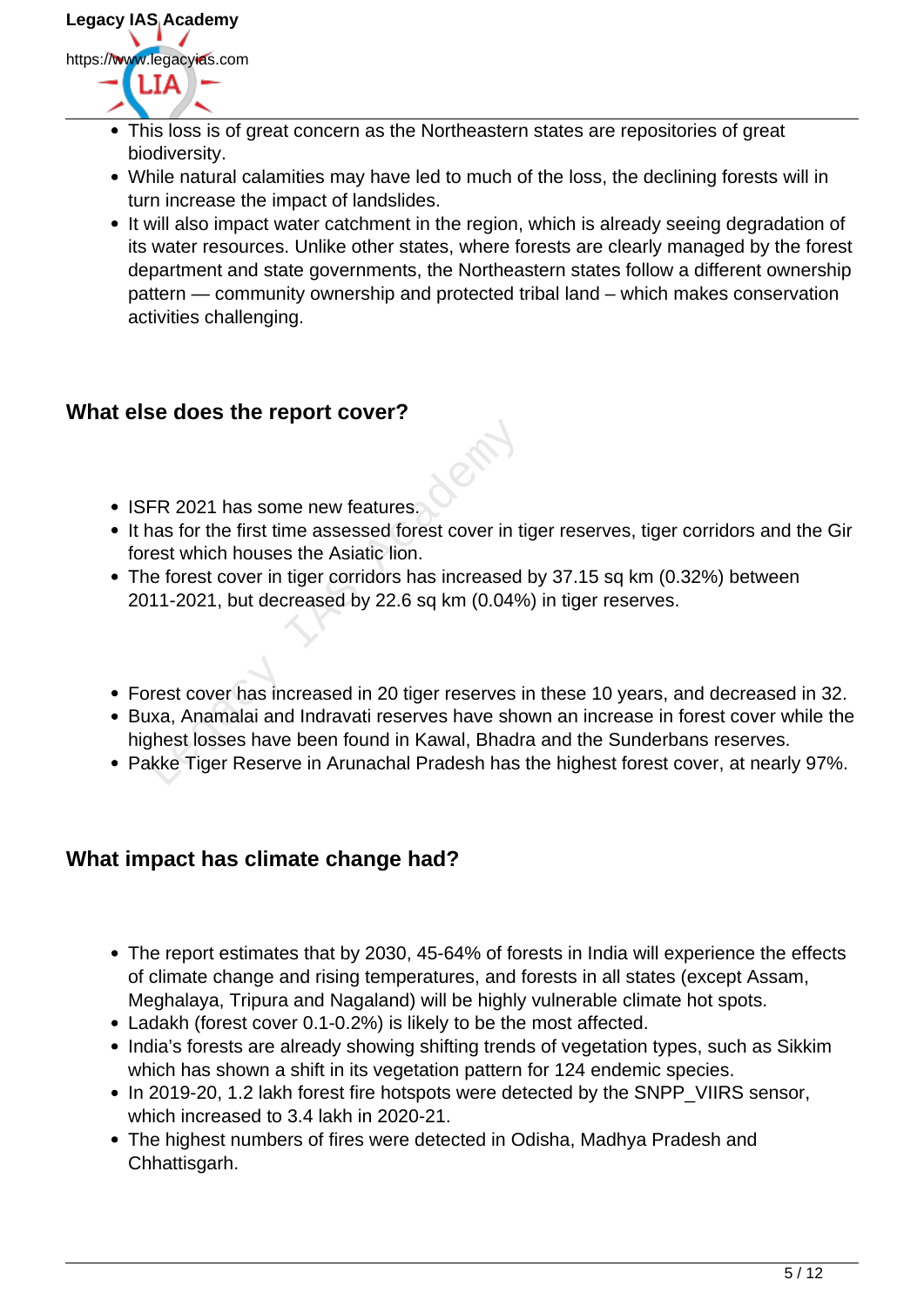- This loss is of great concern as the Northeastern states are repositories of great biodiversity.
- While natural calamities may have led to much of the loss, the declining forests will in turn increase the impact of landslides.
- It will also impact water catchment in the region, which is already seeing degradation of its water resources. Unlike other states, where forests are clearly managed by the forest department and state governments, the Northeastern states follow a different ownership pattern — community ownership and protected tribal land – which makes conservation activities challenging.

### What else does the report cover?

- ISFR 2021 has some new features.
- It has for the first time assessed forest cover in tiger reserves, tiger corridors and the Gir forest which houses the Asiatic lion.
- The forest cover in tiger corridors has increased by 37.15 sq km (0.32%) between 2011-2021, but decreased by 22.6 sq km (0.04%) in tiger reserves.

- Forest cover has increased in 20 tiger reserves in these 10 years, and decreased in 32.
- Buxa, Anamalai and Indravati reserves have shown an increase in forest cover while the highest losses have been found in Kawal, Bhadra and the Sunderbans reserves.
- Pakke Tiger Reserve in Arunachal Pradesh has the highest forest cover, at nearly 97%.

### What impact has climate change had?

- The report estimates that by 2030, 45-64% of forests in India will experience the effects of climate change and rising temperatures, and forests in all states (except Assam, Meghalaya, Tripura and Nagaland) will be highly vulnerable climate hot spots.
- Ladakh (forest cover 0.1-0.2%) is likely to be the most affected.
- India's forests are already showing shifting trends of vegetation types, such as Sikkim which has shown a shift in its vegetation pattern for 124 endemic species.
- In 2019-20, 1.2 lakh forest fire hotspots were detected by the SNPP_VIIRS sensor, which increased to 3.4 lakh in 2020-21.
- The highest numbers of fires were detected in Odisha, Madhya Pradesh and Chhattisgarh.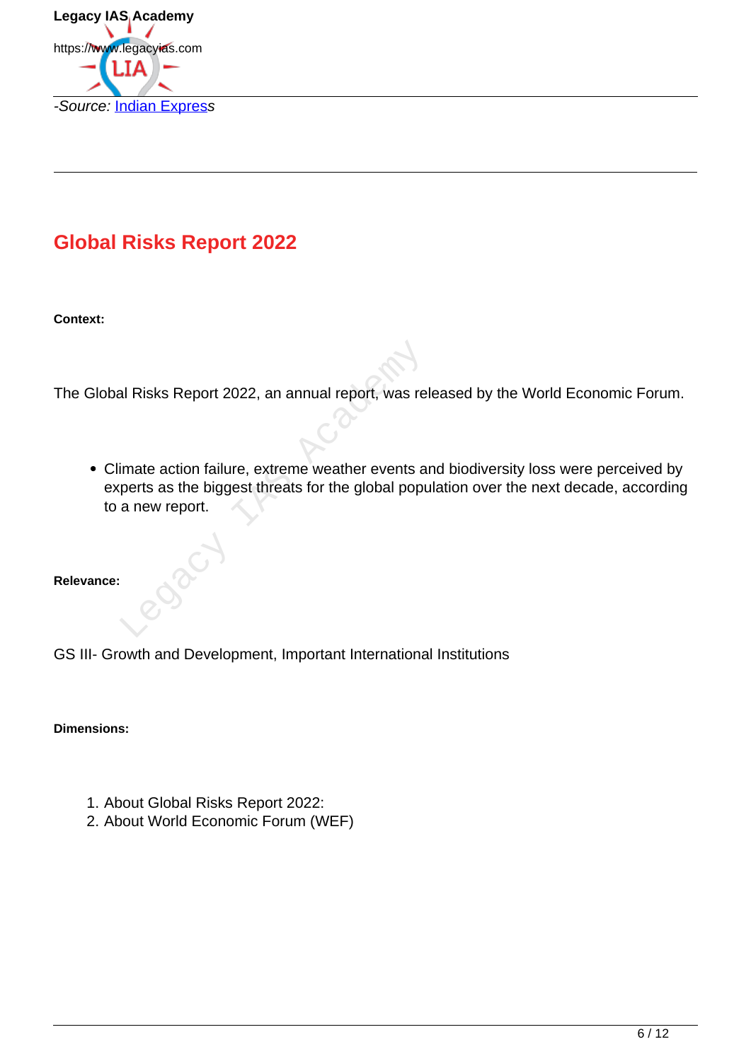*-Source:* [Indian Express](Indian Express)

---

## Global Risks Report 2022

**Context:**

The Global Risks Report 2022, an annual report, was released by the World Economic Forum.

- Climate action failure, extreme weather events and biodiversity loss were perceived by experts as the biggest threats for the global population over the next decade, according to a new report.

**Relevance:**

GS III- Growth and Development, Important International Institutions

**Dimensions:**

1. About Global Risks Report 2022:
2. About World Economic Forum (WEF)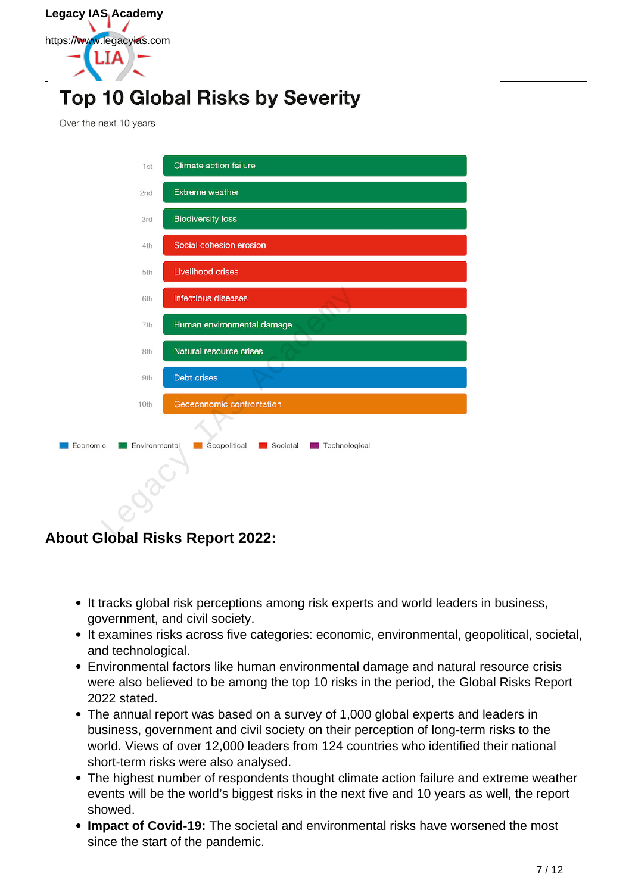# Top 10 Global Risks by Severity

Over the next 10 years

1st Climate action failure
2nd Extreme weather
3rd Biodiversity loss
4th Social cohesion erosion
5th Livelihood crises
6th Infectious diseases
7th Human environmental damage
8th Natural resource crises
9th Debt crises
10th Geoeconomic confrontation

Economic Environmental Geopolitical Societal Technological

## About Global Risks Report 2022:

- It tracks global risk perceptions among risk experts and world leaders in business, government, and civil society.
- It examines risks across five categories: economic, environmental, geopolitical, societal, and technological.
- Environmental factors like human environmental damage and natural resource crisis were also believed to be among the top 10 risks in the period, the Global Risks Report 2022 stated.
- The annual report was based on a survey of 1,000 global experts and leaders in business, government and civil society on their perception of long-term risks to the world. Views of over 12,000 leaders from 124 countries who identified their national short-term risks were also analysed.
- The highest number of respondents thought climate action failure and extreme weather events will be the world's biggest risks in the next five and 10 years as well, the report showed.
- **Impact of Covid-19:** The societal and environmental risks have worsened the most since the start of the pandemic.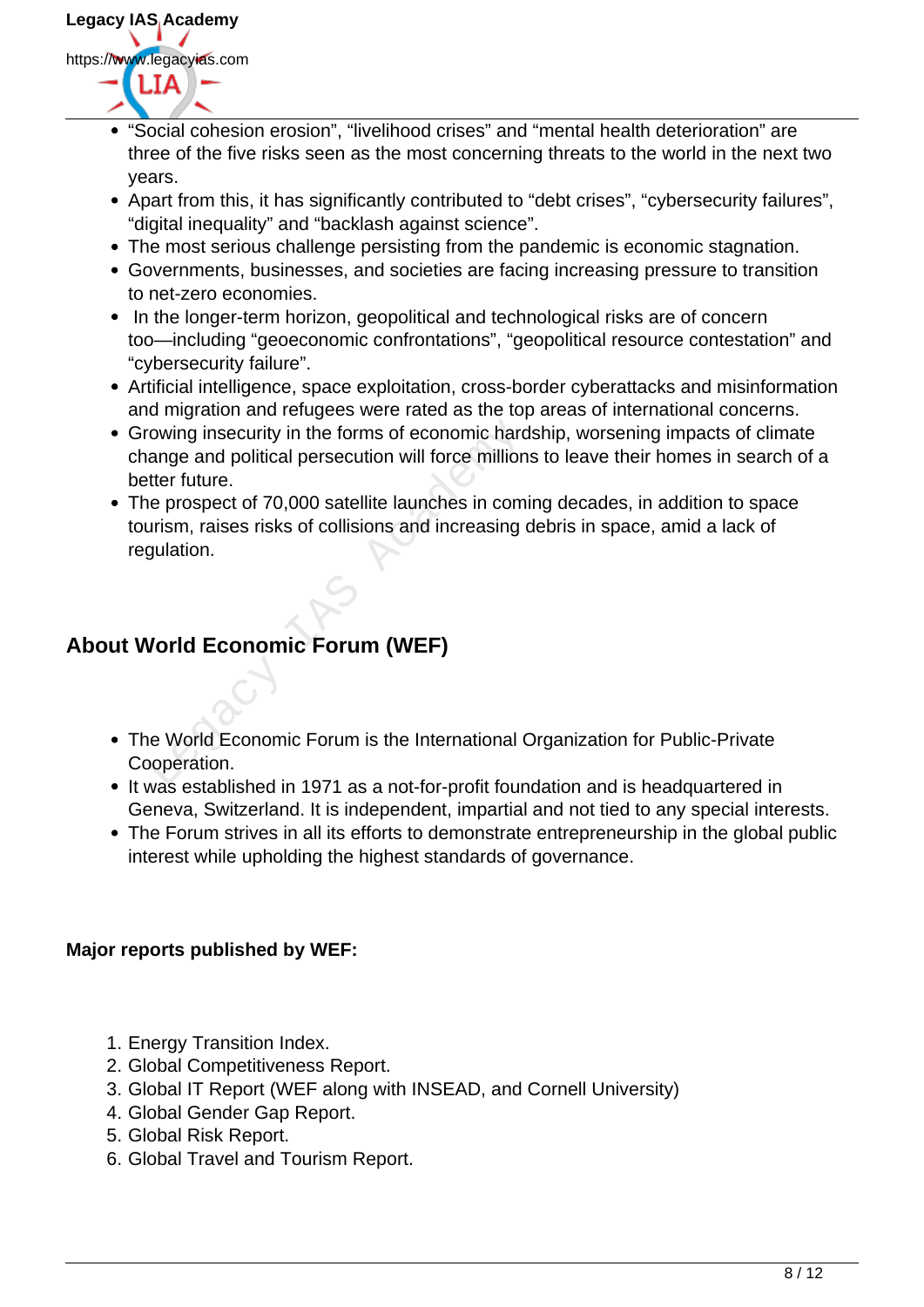- "Social cohesion erosion", "livelihood crises" and "mental health deterioration" are three of the five risks seen as the most concerning threats to the world in the next two years.
- Apart from this, it has significantly contributed to "debt crises", "cybersecurity failures", "digital inequality" and "backlash against science".
- The most serious challenge persisting from the pandemic is economic stagnation.
- Governments, businesses, and societies are facing increasing pressure to transition to net-zero economies.
- In the longer-term horizon, geopolitical and technological risks are of concern too—including "geoeconomic confrontations", "geopolitical resource contestation" and "cybersecurity failure".
- Artificial intelligence, space exploitation, cross-border cyberattacks and misinformation and migration and refugees were rated as the top areas of international concerns.
- Growing insecurity in the forms of economic hardship, worsening impacts of climate change and political persecution will force millions to leave their homes in search of a better future.
- The prospect of 70,000 satellite launches in coming decades, in addition to space tourism, raises risks of collisions and increasing debris in space, amid a lack of regulation.

## About World Economic Forum (WEF)

- The World Economic Forum is the International Organization for Public-Private Cooperation.
- It was established in 1971 as a not-for-profit foundation and is headquartered in Geneva, Switzerland. It is independent, impartial and not tied to any special interests.
- The Forum strives in all its efforts to demonstrate entrepreneurship in the global public interest while upholding the highest standards of governance.

**Major reports published by WEF:**

1. Energy Transition Index.
2. Global Competitiveness Report.
3. Global IT Report (WEF along with INSEAD, and Cornell University)
4. Global Gender Gap Report.
5. Global Risk Report.
6. Global Travel and Tourism Report.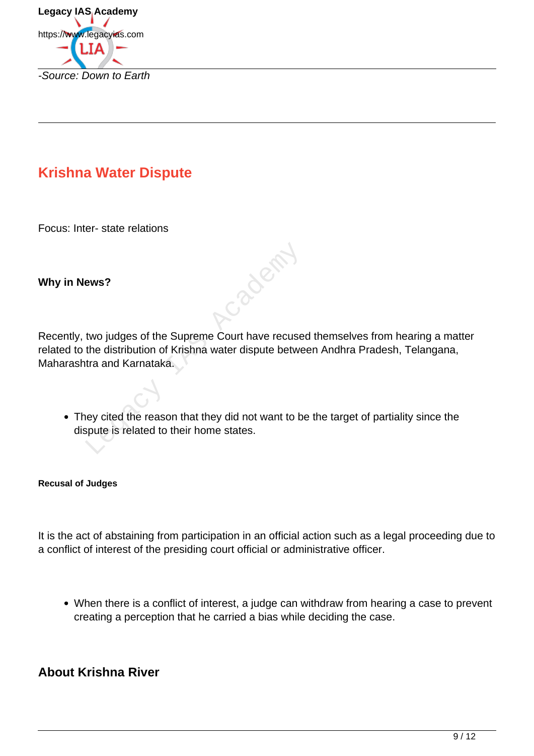*-Source: Down to Earth*

---

## Krishna Water Dispute

Focus: Inter- state relations

**Why in News?**

Recently, two judges of the Supreme Court have recused themselves from hearing a matter related to the distribution of Krishna water dispute between Andhra Pradesh, Telangana, Maharashtra and Karnataka.

- They cited the reason that they did not want to be the target of partiality since the dispute is related to their home states.

**Recusal of Judges**

It is the act of abstaining from participation in an official action such as a legal proceeding due to a conflict of interest of the presiding court official or administrative officer.

- When there is a conflict of interest, a judge can withdraw from hearing a case to prevent creating a perception that he carried a bias while deciding the case.

### About Krishna River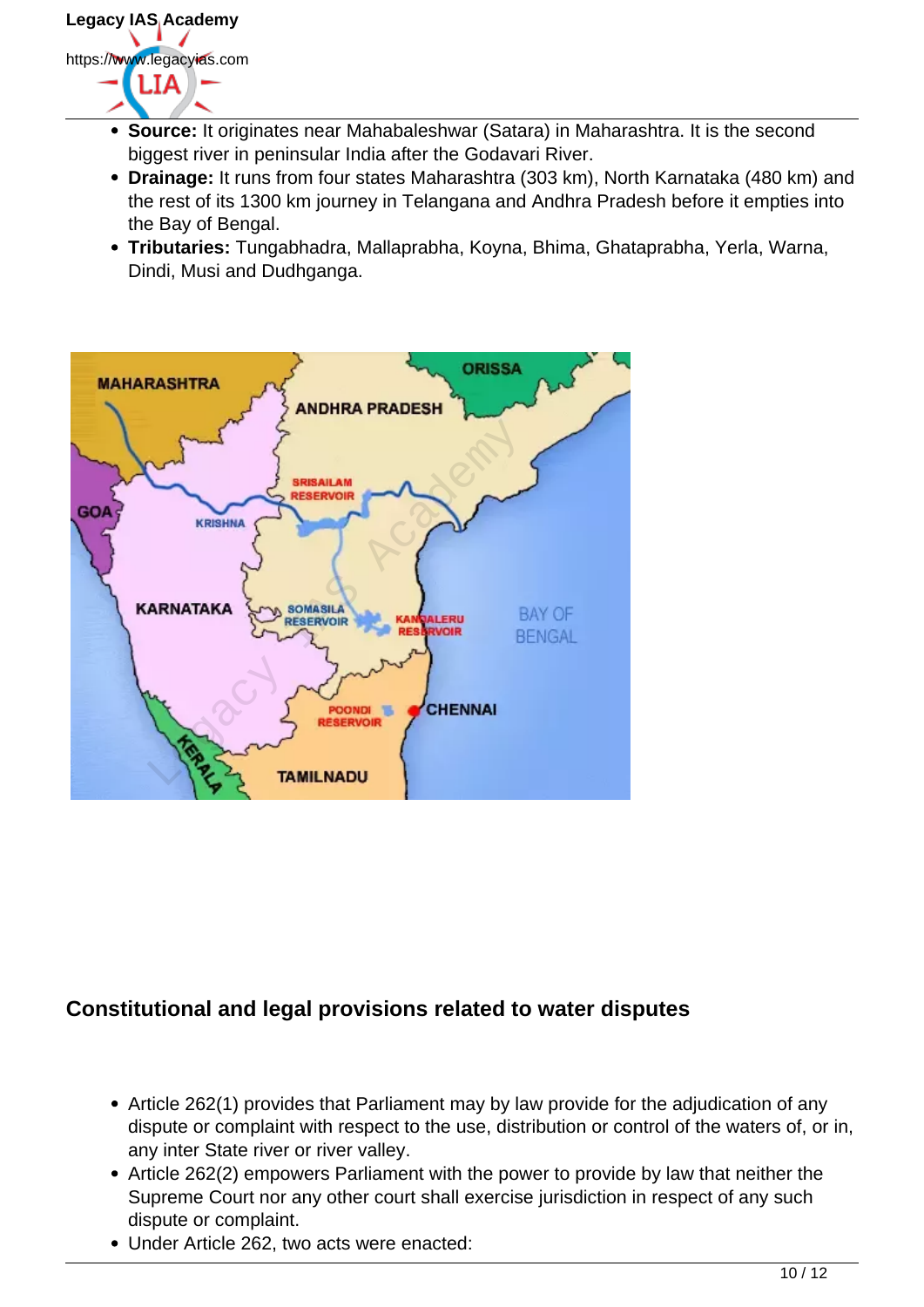- **Source:** It originates near Mahabaleshwar (Satara) in Maharashtra. It is the second biggest river in peninsular India after the Godavari River.
- **Drainage:** It runs from four states Maharashtra (303 km), North Karnataka (480 km) and the rest of its 1300 km journey in Telangana and Andhra Pradesh before it empties into the Bay of Bengal.
- **Tributaries:** Tungabhadra, Mallaprabha, Koyna, Bhima, Ghataprabha, Yerla, Warna, Dindi, Musi and Dudhganga.

MAHARASHTRA

ORISSA

ANDHRA PRADESH

SRISAILAM RESERVOIR

GOA

KRISHNA

KARNATAKA

SOMASILA RESERVOIR

KANDALERU RESERVOIR

BAY OF BENGAL

POONDI RESERVOIR

CHENNAI

KERALA

TAMILNADU

## Constitutional and legal provisions related to water disputes

- Article 262(1) provides that Parliament may by law provide for the adjudication of any dispute or complaint with respect to the use, distribution or control of the waters of, or in, any inter State river or river valley.
- Article 262(2) empowers Parliament with the power to provide by law that neither the Supreme Court nor any other court shall exercise jurisdiction in respect of any such dispute or complaint.
- Under Article 262, two acts were enacted: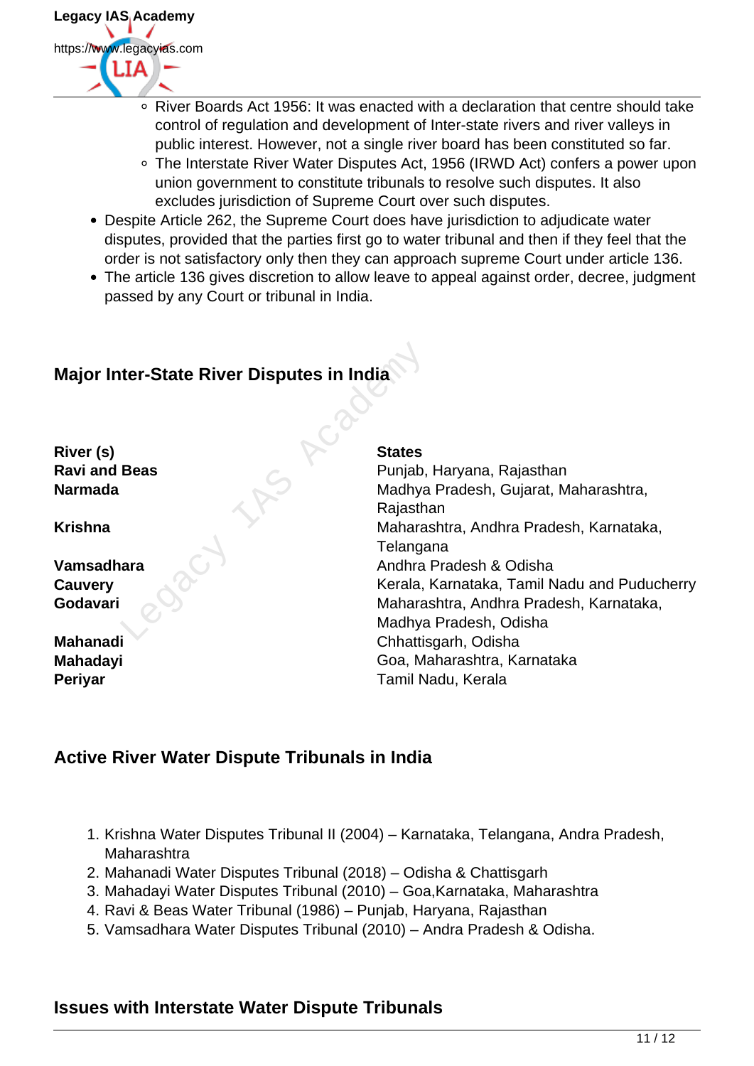- River Boards Act 1956: It was enacted with a declaration that centre should take control of regulation and development of Inter-state rivers and river valleys in public interest. However, not a single river board has been constituted so far.
    - The Interstate River Water Disputes Act, 1956 (IRWD Act) confers a power upon union government to constitute tribunals to resolve such disputes. It also excludes jurisdiction of Supreme Court over such disputes.
- Despite Article 262, the Supreme Court does have jurisdiction to adjudicate water disputes, provided that the parties first go to water tribunal and then if they feel that the order is not satisfactory only then they can approach supreme Court under article 136.
- The article 136 gives discretion to allow leave to appeal against order, decree, judgment passed by any Court or tribunal in India.

### Major Inter-State River Disputes in India

| River (s) | States |
|---|---|
| **Ravi and Beas** | Punjab, Haryana, Rajasthan |
| **Narmada** | Madhya Pradesh, Gujarat, Maharashtra, Rajasthan |
| **Krishna** | Maharashtra, Andhra Pradesh, Karnataka, Telangana |
| **Vamsadhara** | Andhra Pradesh & Odisha |
| **Cauvery** | Kerala, Karnataka, Tamil Nadu and Puducherry |
| **Godavari** | Maharashtra, Andhra Pradesh, Karnataka, Madhya Pradesh, Odisha |
| **Mahanadi** | Chhattisgarh, Odisha |
| **Mahadayi** | Goa, Maharashtra, Karnataka |
| **Periyar** | Tamil Nadu, Kerala |

### Active River Water Dispute Tribunals in India

1. Krishna Water Disputes Tribunal II (2004) – Karnataka, Telangana, Andra Pradesh, Maharashtra
2. Mahanadi Water Disputes Tribunal (2018) – Odisha & Chattisgarh
3. Mahadayi Water Disputes Tribunal (2010) – Goa,Karnataka, Maharashtra
4. Ravi & Beas Water Tribunal (1986) – Punjab, Haryana, Rajasthan
5. Vamsadhara Water Disputes Tribunal (2010) – Andra Pradesh & Odisha.

### Issues with Interstate Water Dispute Tribunals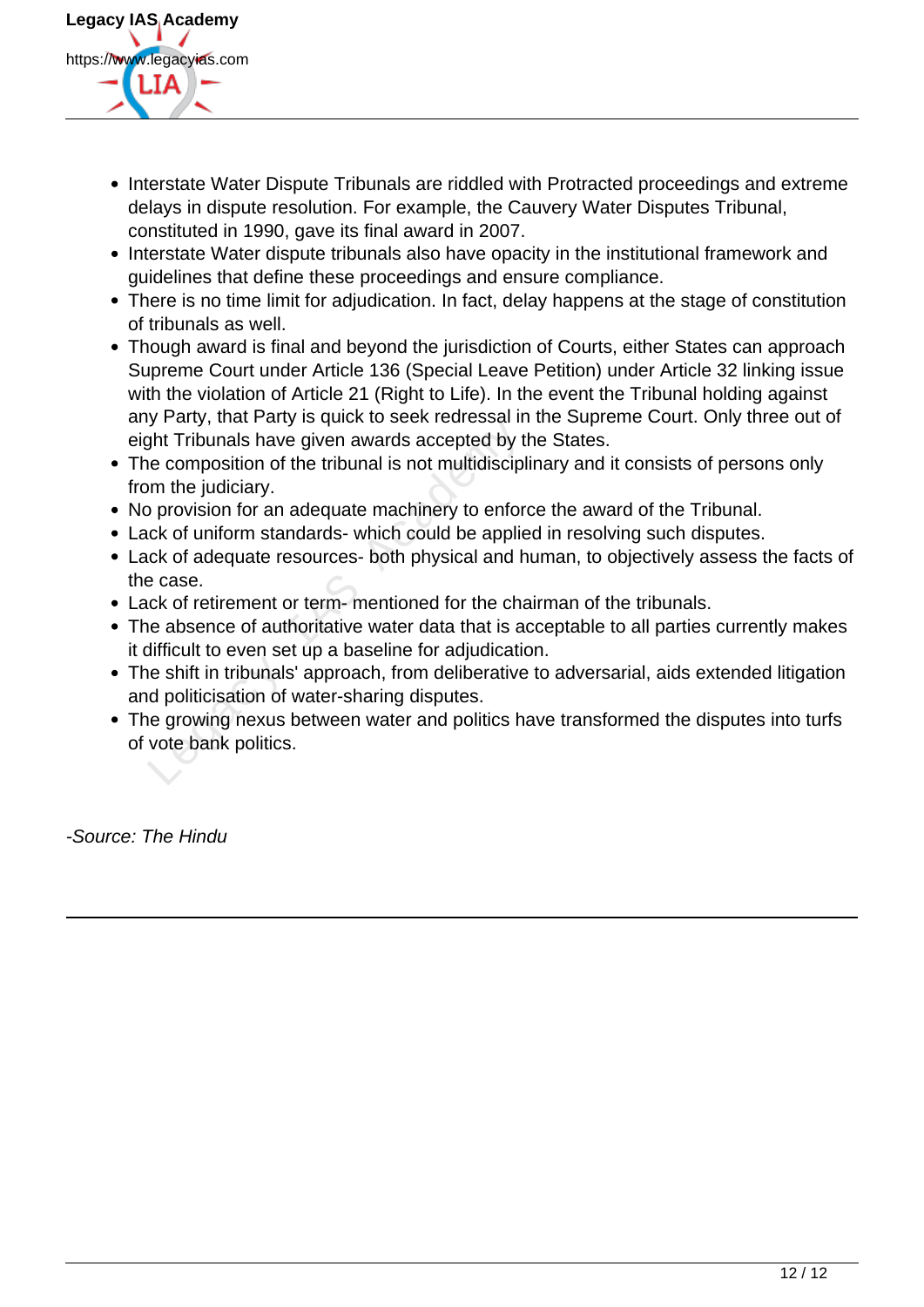- Interstate Water Dispute Tribunals are riddled with Protracted proceedings and extreme delays in dispute resolution. For example, the Cauvery Water Disputes Tribunal, constituted in 1990, gave its final award in 2007.
- Interstate Water dispute tribunals also have opacity in the institutional framework and guidelines that define these proceedings and ensure compliance.
- There is no time limit for adjudication. In fact, delay happens at the stage of constitution of tribunals as well.
- Though award is final and beyond the jurisdiction of Courts, either States can approach Supreme Court under Article 136 (Special Leave Petition) under Article 32 linking issue with the violation of Article 21 (Right to Life). In the event the Tribunal holding against any Party, that Party is quick to seek redressal in the Supreme Court. Only three out of eight Tribunals have given awards accepted by the States.
- The composition of the tribunal is not multidisciplinary and it consists of persons only from the judiciary.
- No provision for an adequate machinery to enforce the award of the Tribunal.
- Lack of uniform standards- which could be applied in resolving such disputes.
- Lack of adequate resources- both physical and human, to objectively assess the facts of the case.
- Lack of retirement or term- mentioned for the chairman of the tribunals.
- The absence of authoritative water data that is acceptable to all parties currently makes it difficult to even set up a baseline for adjudication.
- The shift in tribunals' approach, from deliberative to adversarial, aids extended litigation and politicisation of water-sharing disputes.
- The growing nexus between water and politics have transformed the disputes into turfs of vote bank politics.

*-Source: The Hindu*